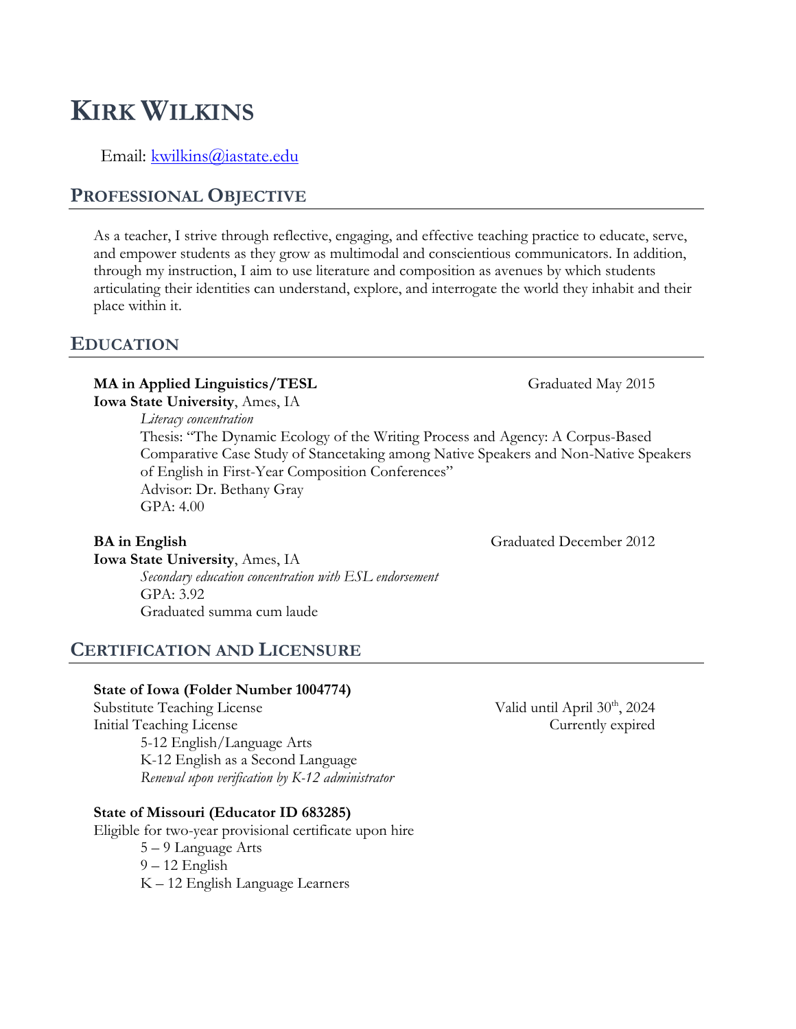# KIRK WILKINS

Email: kwilkins@iastate.edu

## PROFESSIONAL OBJECTIVE

As a teacher, I strive through reflective, engaging, and effective teaching practice to educate, serve, and empower students as they grow as multimodal and conscientious communicators. In addition, through my instruction, I aim to use literature and composition as avenues by which students articulating their identities can understand, explore, and interrogate the world they inhabit and their place within it.

## EDUCATION

**MA in Applied Linguistics/TESL** — Graduated May 2015
**Iowa State University**, Ames, IA
*Literacy concentration*
Thesis: "The Dynamic Ecology of the Writing Process and Agency: A Corpus-Based Comparative Case Study of Stancetaking among Native Speakers and Non-Native Speakers of English in First-Year Composition Conferences"
Advisor: Dr. Bethany Gray
GPA: 4.00

**BA in English** — Graduated December 2012
**Iowa State University**, Ames, IA
*Secondary education concentration with ESL endorsement*
GPA: 3.92
Graduated summa cum laude

## CERTIFICATION AND LICENSURE

**State of Iowa (Folder Number 1004774)**
Substitute Teaching License — Valid until April 30th, 2024
Initial Teaching License — Currently expired
5-12 English/Language Arts
K-12 English as a Second Language
*Renewal upon verification by K-12 administrator*

**State of Missouri (Educator ID 683285)**
Eligible for two-year provisional certificate upon hire
5 – 9 Language Arts
9 – 12 English
K – 12 English Language Learners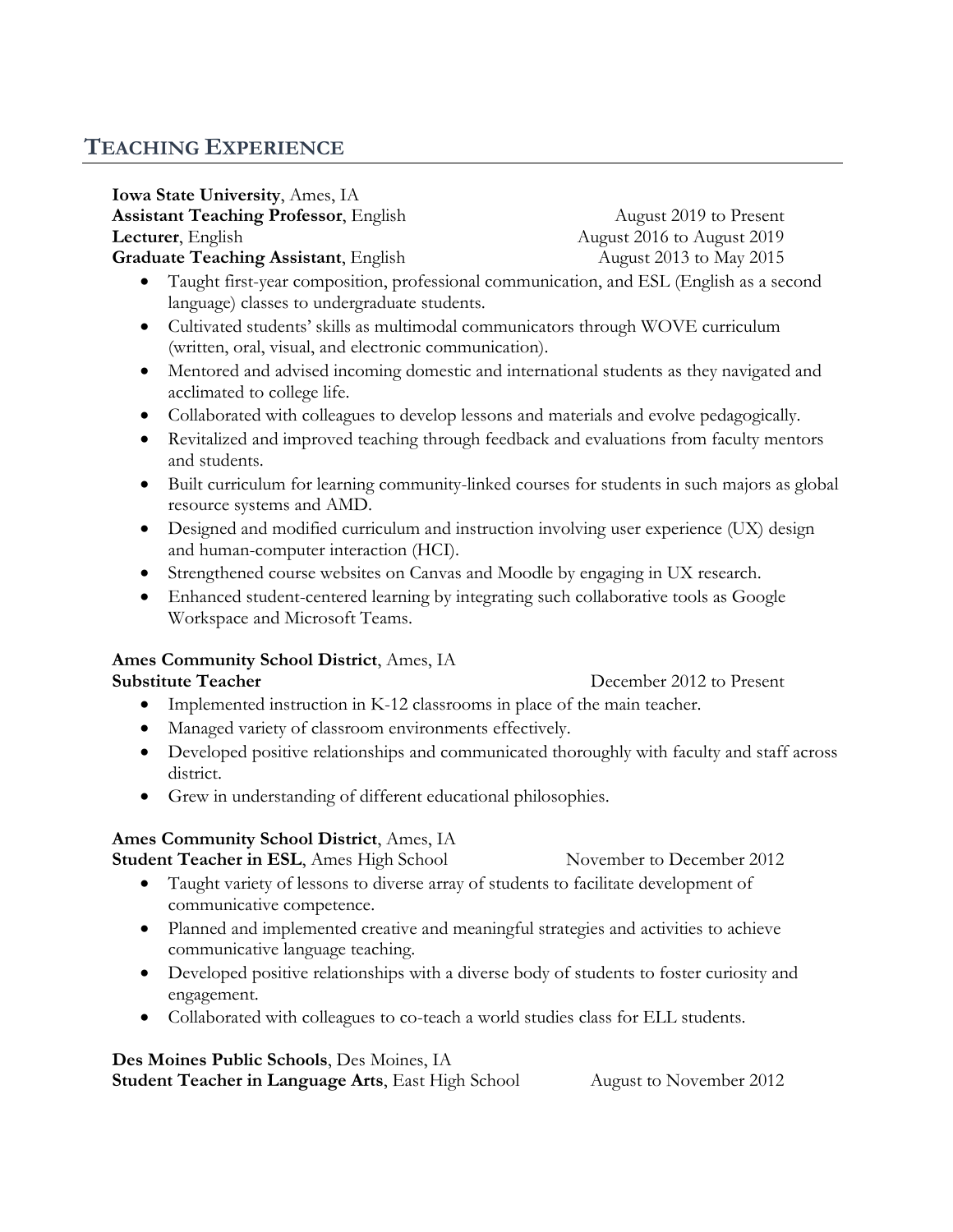## TEACHING EXPERIENCE

**Iowa State University**, Ames, IA
**Assistant Teaching Professor**, English — August 2019 to Present
**Lecturer**, English — August 2016 to August 2019
**Graduate Teaching Assistant**, English — August 2013 to May 2015

- Taught first-year composition, professional communication, and ESL (English as a second language) classes to undergraduate students.
- Cultivated students' skills as multimodal communicators through WOVE curriculum (written, oral, visual, and electronic communication).
- Mentored and advised incoming domestic and international students as they navigated and acclimated to college life.
- Collaborated with colleagues to develop lessons and materials and evolve pedagogically.
- Revitalized and improved teaching through feedback and evaluations from faculty mentors and students.
- Built curriculum for learning community-linked courses for students in such majors as global resource systems and AMD.
- Designed and modified curriculum and instruction involving user experience (UX) design and human-computer interaction (HCI).
- Strengthened course websites on Canvas and Moodle by engaging in UX research.
- Enhanced student-centered learning by integrating such collaborative tools as Google Workspace and Microsoft Teams.

**Ames Community School District**, Ames, IA
**Substitute Teacher** — December 2012 to Present

- Implemented instruction in K-12 classrooms in place of the main teacher.
- Managed variety of classroom environments effectively.
- Developed positive relationships and communicated thoroughly with faculty and staff across district.
- Grew in understanding of different educational philosophies.

**Ames Community School District**, Ames, IA
**Student Teacher in ESL**, Ames High School — November to December 2012

- Taught variety of lessons to diverse array of students to facilitate development of communicative competence.
- Planned and implemented creative and meaningful strategies and activities to achieve communicative language teaching.
- Developed positive relationships with a diverse body of students to foster curiosity and engagement.
- Collaborated with colleagues to co-teach a world studies class for ELL students.

**Des Moines Public Schools**, Des Moines, IA
**Student Teacher in Language Arts**, East High School — August to November 2012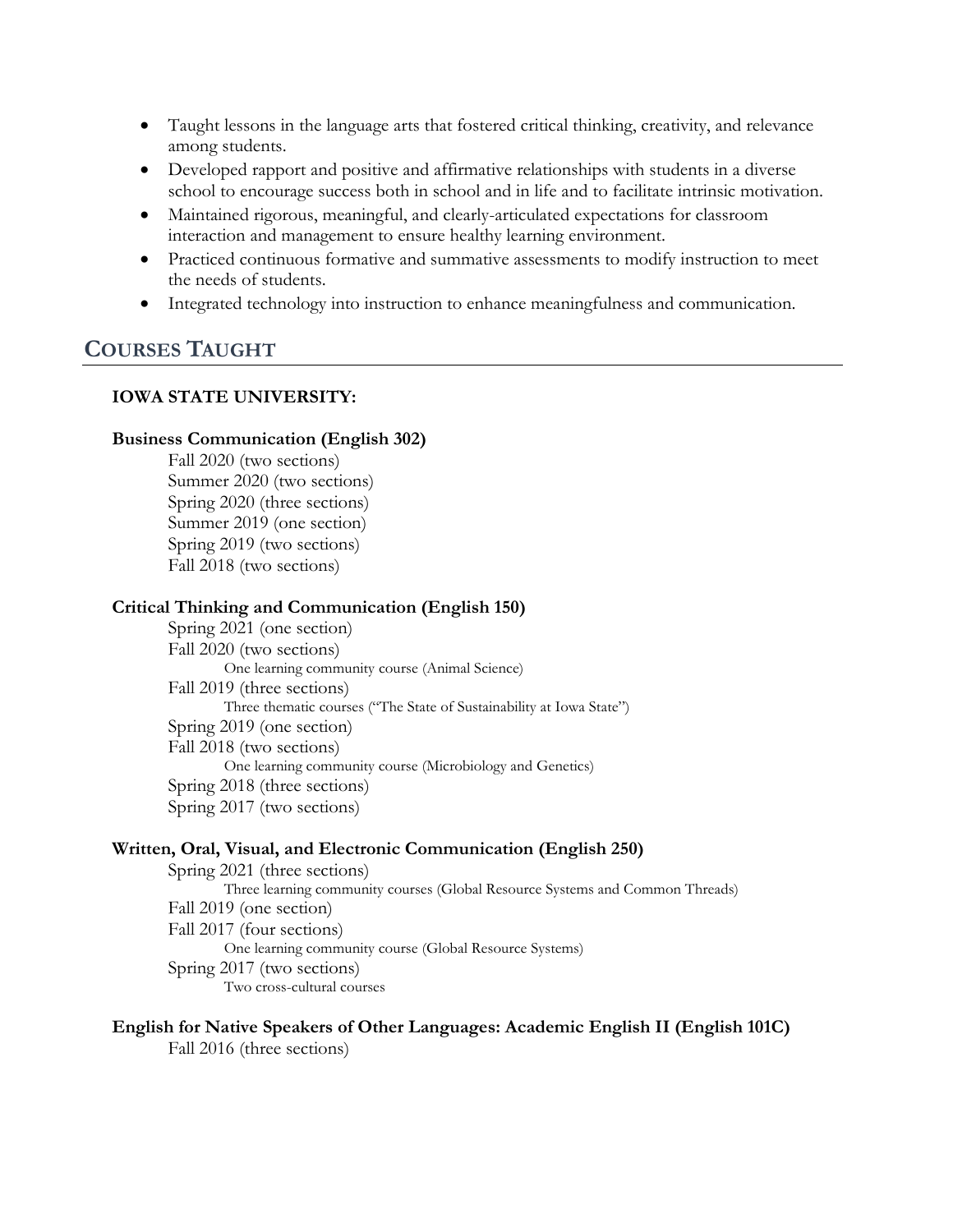- Taught lessons in the language arts that fostered critical thinking, creativity, and relevance among students.
- Developed rapport and positive and affirmative relationships with students in a diverse school to encourage success both in school and in life and to facilitate intrinsic motivation.
- Maintained rigorous, meaningful, and clearly-articulated expectations for classroom interaction and management to ensure healthy learning environment.
- Practiced continuous formative and summative assessments to modify instruction to meet the needs of students.
- Integrated technology into instruction to enhance meaningfulness and communication.

## COURSES TAUGHT

**IOWA STATE UNIVERSITY:**

**Business Communication (English 302)**

Fall 2020 (two sections)
Summer 2020 (two sections)
Spring 2020 (three sections)
Summer 2019 (one section)
Spring 2019 (two sections)
Fall 2018 (two sections)

**Critical Thinking and Communication (English 150)**

Spring 2021 (one section)
Fall 2020 (two sections)
One learning community course (Animal Science)
Fall 2019 (three sections)
Three thematic courses ("The State of Sustainability at Iowa State")
Spring 2019 (one section)
Fall 2018 (two sections)
One learning community course (Microbiology and Genetics)
Spring 2018 (three sections)
Spring 2017 (two sections)

**Written, Oral, Visual, and Electronic Communication (English 250)**

Spring 2021 (three sections)
Three learning community courses (Global Resource Systems and Common Threads)
Fall 2019 (one section)
Fall 2017 (four sections)
One learning community course (Global Resource Systems)
Spring 2017 (two sections)
Two cross-cultural courses

**English for Native Speakers of Other Languages: Academic English II (English 101C)**

Fall 2016 (three sections)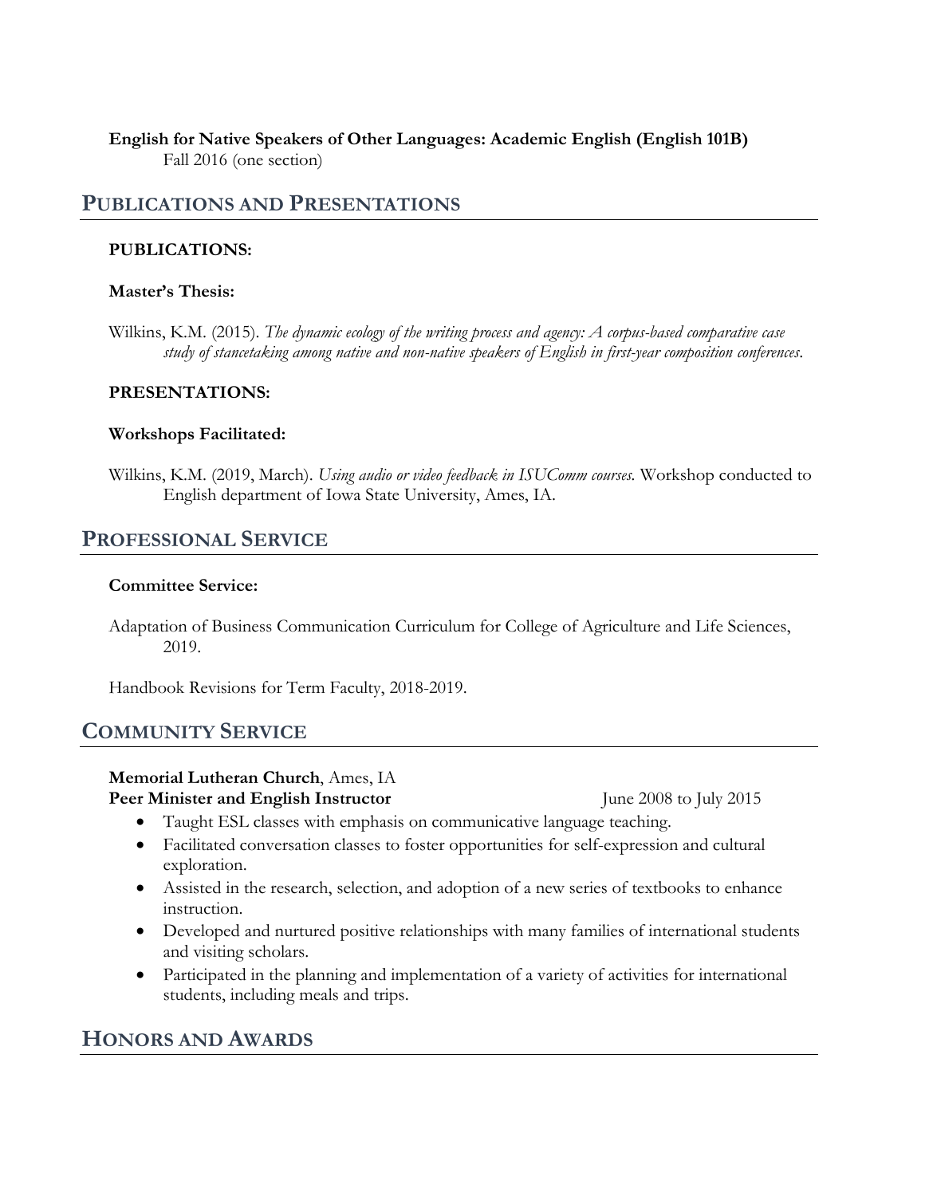**English for Native Speakers of Other Languages: Academic English (English 101B)**
Fall 2016 (one section)

## Publications and Presentations

**PUBLICATIONS:**

**Master's Thesis:**

Wilkins, K.M. (2015). *The dynamic ecology of the writing process and agency: A corpus-based comparative case study of stancetaking among native and non-native speakers of English in first-year composition conferences.*

**PRESENTATIONS:**

**Workshops Facilitated:**

Wilkins, K.M. (2019, March). *Using audio or video feedback in ISUComm courses.* Workshop conducted to English department of Iowa State University, Ames, IA.

## Professional Service

**Committee Service:**

Adaptation of Business Communication Curriculum for College of Agriculture and Life Sciences, 2019.

Handbook Revisions for Term Faculty, 2018-2019.

## Community Service

**Memorial Lutheran Church**, Ames, IA
**Peer Minister and English Instructor** June 2008 to July 2015

- Taught ESL classes with emphasis on communicative language teaching.
- Facilitated conversation classes to foster opportunities for self-expression and cultural exploration.
- Assisted in the research, selection, and adoption of a new series of textbooks to enhance instruction.
- Developed and nurtured positive relationships with many families of international students and visiting scholars.
- Participated in the planning and implementation of a variety of activities for international students, including meals and trips.

## Honors and Awards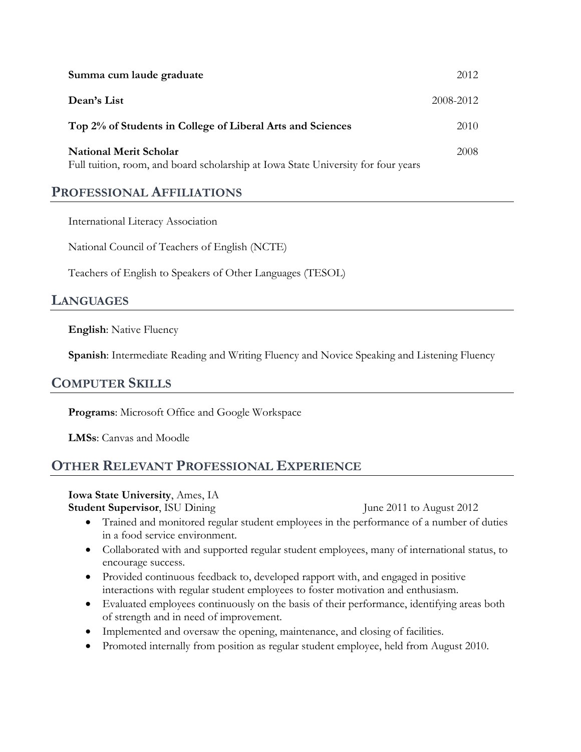**Summa cum laude graduate** 2012

**Dean's List** 2008-2012

**Top 2% of Students in College of Liberal Arts and Sciences** 2010

**National Merit Scholar** 2008
Full tuition, room, and board scholarship at Iowa State University for four years

## PROFESSIONAL AFFILIATIONS

International Literacy Association

National Council of Teachers of English (NCTE)

Teachers of English to Speakers of Other Languages (TESOL)

## LANGUAGES

**English**: Native Fluency

**Spanish**: Intermediate Reading and Writing Fluency and Novice Speaking and Listening Fluency

## COMPUTER SKILLS

**Programs**: Microsoft Office and Google Workspace

**LMSs**: Canvas and Moodle

## OTHER RELEVANT PROFESSIONAL EXPERIENCE

**Iowa State University**, Ames, IA
**Student Supervisor**, ISU Dining June 2011 to August 2012

- Trained and monitored regular student employees in the performance of a number of duties in a food service environment.
- Collaborated with and supported regular student employees, many of international status, to encourage success.
- Provided continuous feedback to, developed rapport with, and engaged in positive interactions with regular student employees to foster motivation and enthusiasm.
- Evaluated employees continuously on the basis of their performance, identifying areas both of strength and in need of improvement.
- Implemented and oversaw the opening, maintenance, and closing of facilities.
- Promoted internally from position as regular student employee, held from August 2010.